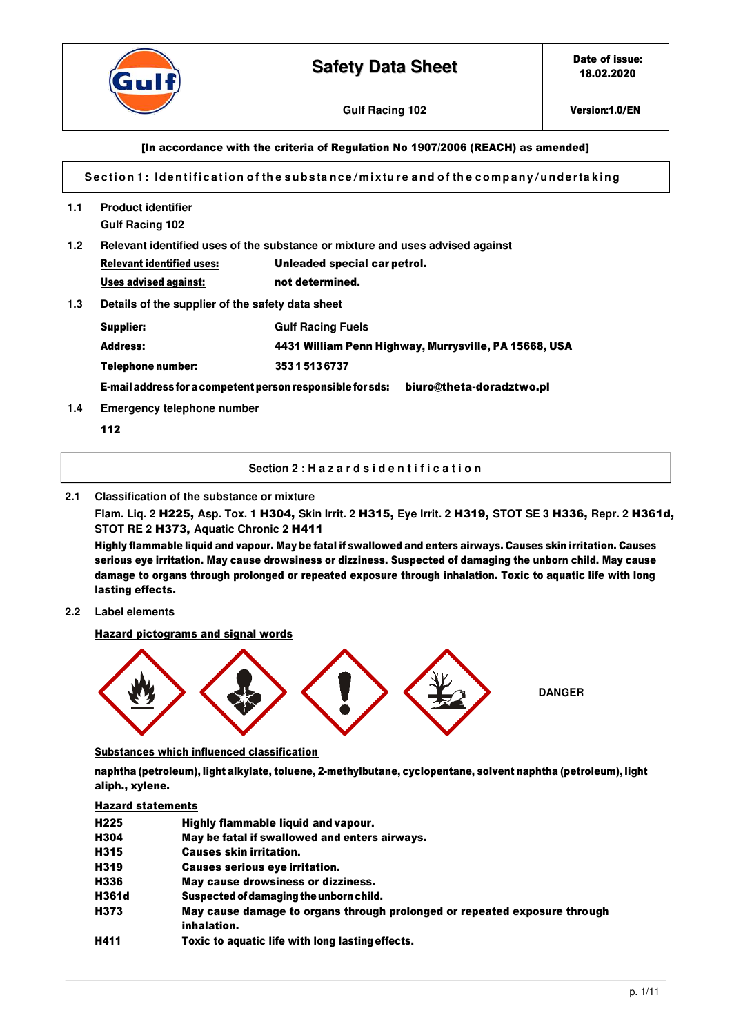| | **Safety Data Sheet** | **Date of issue: 18.02.2020** |
|---|---|---|
| | Gulf Racing 102 | **Version:1.0/EN** |

**[In accordance with the criteria of Regulation No 1907/2006 (REACH) as amended]**

## Section 1: Identification of the substance/mixture and of the company/undertaking

**1.1 Product identifier**

**Gulf Racing 102**

**1.2 Relevant identified uses of the substance or mixture and uses advised against**

| | |
|---|---|
| **Relevant identified uses:** | **Unleaded special car petrol.** |
| **Uses advised against:** | **not determined.** |

**1.3 Details of the supplier of the safety data sheet**

| | |
|---|---|
| **Supplier:** | Gulf Racing Fuels |
| **Address:** | **4431 William Penn Highway, Murrysville, PA 15668, USA** |
| **Telephone number:** | **353 1 513 6737** |

**E-mail address for a competent person responsible for sds:** **biuro@theta-doradztwo.pl**

**1.4 Emergency telephone number**

**112**

## Section 2: Hazards identification

**2.1 Classification of the substance or mixture**

Flam. Liq. 2 **H225,** Asp. Tox. 1 **H304,** Skin Irrit. 2 **H315,** Eye Irrit. 2 **H319,** STOT SE 3 **H336,** Repr. 2 **H361d,** STOT RE 2 **H373,** Aquatic Chronic 2 **H411**

**Highly flammable liquid and vapour. May be fatal if swallowed and enters airways. Causes skin irritation. Causes serious eye irritation. May cause drowsiness or dizziness. Suspected of damaging the unborn child. May cause damage to organs through prolonged or repeated exposure through inhalation. Toxic to aquatic life with long lasting effects.**

**2.2 Label elements**

**Hazard pictograms and signal words**

**DANGER**

**Substances which influenced classification**

**naphtha (petroleum), light alkylate, toluene, 2-methylbutane, cyclopentane, solvent naphtha (petroleum), light aliph., xylene.**

**Hazard statements**

| | |
|---|---|
| **H225** | **Highly flammable liquid and vapour.** |
| **H304** | **May be fatal if swallowed and enters airways.** |
| **H315** | **Causes skin irritation.** |
| **H319** | **Causes serious eye irritation.** |
| **H336** | **May cause drowsiness or dizziness.** |
| **H361d** | **Suspected of damaging the unborn child.** |
| **H373** | **May cause damage to organs through prolonged or repeated exposure through inhalation.** |
| **H411** | **Toxic to aquatic life with long lasting effects.** |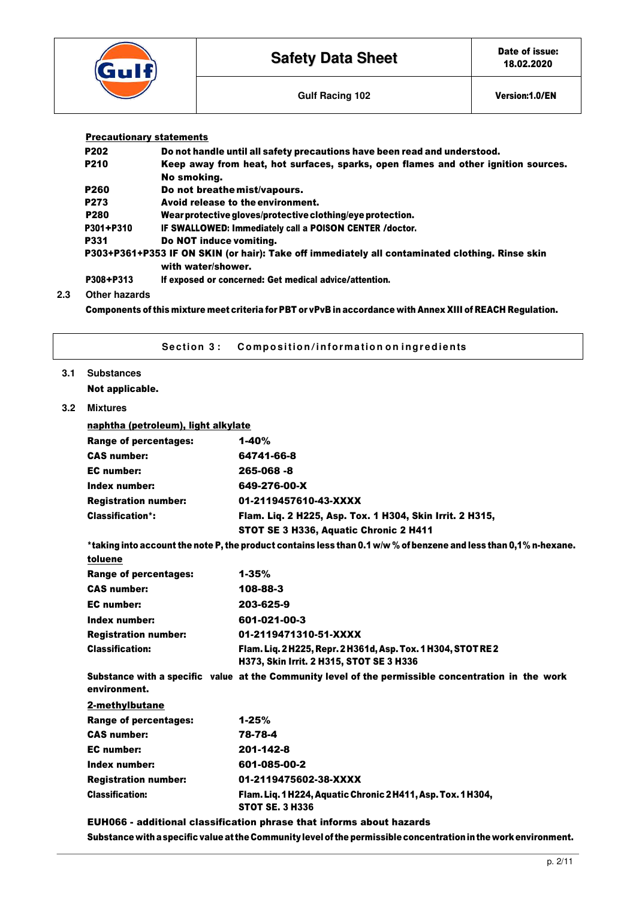**Precautionary statements**

| | |
|---|---|
| **P202** | **Do not handle until all safety precautions have been read and understood.** |
| **P210** | **Keep away from heat, hot surfaces, sparks, open flames and other ignition sources. No smoking.** |
| **P260** | **Do not breathe mist/vapours.** |
| **P273** | **Avoid release to the environment.** |
| **P280** | **Wear protective gloves/protective clothing/eye protection.** |
| **P301+P310** | **IF SWALLOWED: Immediately call a POISON CENTER /doctor.** |
| **P331** | **Do NOT induce vomiting.** |
| **P303+P361+P353** | **IF ON SKIN (or hair): Take off immediately all contaminated clothing. Rinse skin with water/shower.** |
| **P308+P313** | **If exposed or concerned: Get medical advice/attention.** |

**2.3 Other hazards**

**Components of this mixture meet criteria for PBT or vPvB in accordance with Annex XIII of REACH Regulation.**

## Section 3: Composition/information on ingredients

**3.1 Substances**

**Not applicable.**

**3.2 Mixtures**

**naphtha (petroleum), light alkylate**

| | |
|---|---|
| **Range of percentages:** | **1-40%** |
| **CAS number:** | **64741-66-8** |
| **EC number:** | **265-068 -8** |
| **Index number:** | **649-276-00-X** |
| **Registration number:** | **01-2119457610-43-XXXX** |
| **Classification*:** | **Flam. Liq. 2 H225, Asp. Tox. 1 H304, Skin Irrit. 2 H315, STOT SE 3 H336, Aquatic Chronic 2 H411** |

***taking into account the note P, the product contains less than 0.1 w/w % of benzene and less than 0,1% n-hexane.**

**toluene**

| | |
|---|---|
| **Range of percentages:** | **1-35%** |
| **CAS number:** | **108-88-3** |
| **EC number:** | **203-625-9** |
| **Index number:** | **601-021-00-3** |
| **Registration number:** | **01-2119471310-51-XXXX** |
| **Classification:** | **Flam. Liq. 2 H225, Repr. 2 H361d, Asp. Tox. 1 H304, STOT RE 2 H373, Skin Irrit. 2 H315, STOT SE 3 H336** |

**Substance with a specific value at the Community level of the permissible concentration in the work environment.**

**2-methylbutane**

| | |
|---|---|
| **Range of percentages:** | **1-25%** |
| **CAS number:** | **78-78-4** |
| **EC number:** | **201-142-8** |
| **Index number:** | **601-085-00-2** |
| **Registration number:** | **01-2119475602-38-XXXX** |
| **Classification:** | **Flam. Liq. 1 H224, Aquatic Chronic 2 H411, Asp. Tox. 1 H304, STOT SE. 3 H336** |

**EUH066 - additional classification phrase that informs about hazards**

**Substance with a specific value at the Community level of the permissible concentration in the work environment.**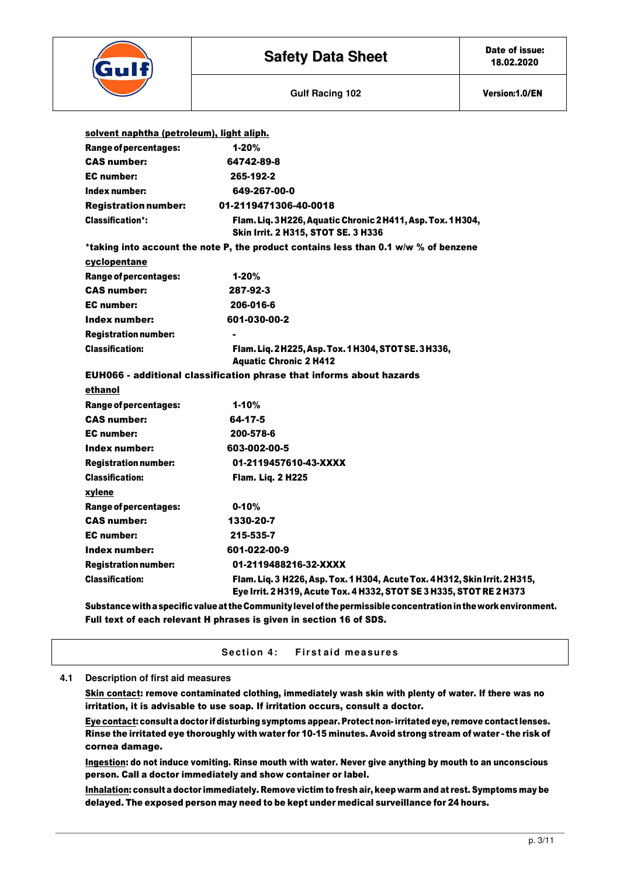**solvent naphtha (petroleum), light aliph.**

**Range of percentages:** 1-20%
**CAS number:** 64742-89-8
**EC number:** 265-192-2
**Index number:** 649-267-00-0
**Registration number:** 01-2119471306-40-0018
**Classification*:** Flam. Liq. 3 H226, Aquatic Chronic 2 H411, Asp. Tox. 1 H304, Skin Irrit. 2 H315, STOT SE. 3 H336

*taking into account the note P, the product contains less than 0.1 w/w % of benzene

**cyclopentane**

**Range of percentages:** 1-20%
**CAS number:** 287-92-3
**EC number:** 206-016-6
**Index number:** 601-030-00-2
**Registration number:** -
**Classification:** Flam. Liq. 2 H225, Asp. Tox. 1 H304, STOT SE. 3 H336, Aquatic Chronic 2 H412

EUH066 - additional classification phrase that informs about hazards

**ethanol**

**Range of percentages:** 1-10%
**CAS number:** 64-17-5
**EC number:** 200-578-6
**Index number:** 603-002-00-5
**Registration number:** 01-2119457610-43-XXXX
**Classification:** Flam. Liq. 2 H225

**xylene**

**Range of percentages:** 0-10%
**CAS number:** 1330-20-7
**EC number:** 215-535-7
**Index number:** 601-022-00-9
**Registration number:** 01-2119488216-32-XXXX
**Classification:** Flam. Liq. 3 H226, Asp. Tox. 1 H304, Acute Tox. 4 H312, Skin Irrit. 2 H315, Eye Irrit. 2 H319, Acute Tox. 4 H332, STOT SE 3 H335, STOT RE 2 H373

Substance with a specific value at the Community level of the permissible concentration in the work environment.
Full text of each relevant H phrases is given in section 16 of SDS.

## Section 4: First aid measures

### 4.1 Description of first aid measures

**Skin contact:** remove contaminated clothing, immediately wash skin with plenty of water. If there was no irritation, it is advisable to use soap. If irritation occurs, consult a doctor.

**Eye contact:** consult a doctor if disturbing symptoms appear. Protect non-irritated eye, remove contact lenses. Rinse the irritated eye thoroughly with water for 10-15 minutes. Avoid strong stream of water - the risk of cornea damage.

**Ingestion:** do not induce vomiting. Rinse mouth with water. Never give anything by mouth to an unconscious person. Call a doctor immediately and show container or label.

**Inhalation:** consult a doctor immediately. Remove victim to fresh air, keep warm and at rest. Symptoms may be delayed. The exposed person may need to be kept under medical surveillance for 24 hours.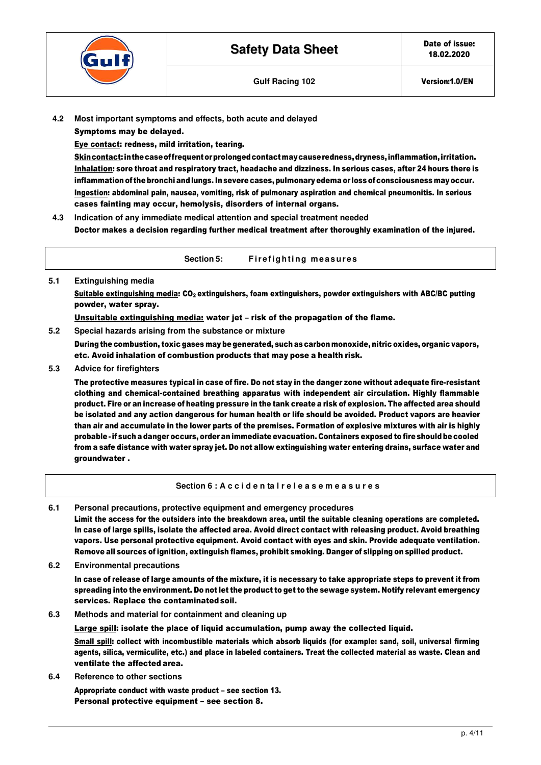**4.2 Most important symptoms and effects, both acute and delayed**

Symptoms may be delayed.

<u>Eye contact</u>: redness, mild irritation, tearing.

<u>Skin contact</u>: in the case of frequent or prolonged contact may cause redness, dryness, inflammation, irritation.

<u>Inhalation</u>: sore throat and respiratory tract, headache and dizziness. In serious cases, after 24 hours there is inflammation of the bronchi and lungs. In severe cases, pulmonary edema or loss of consciousness may occur.

<u>Ingestion</u>: abdominal pain, nausea, vomiting, risk of pulmonary aspiration and chemical pneumonitis. In serious cases fainting may occur, hemolysis, disorders of internal organs.

**4.3 Indication of any immediate medical attention and special treatment needed**

Doctor makes a decision regarding further medical treatment after thoroughly examination of the injured.

## Section 5: Firefighting measures

**5.1 Extinguishing media**

<u>Suitable extinguishing media</u>: $CO_2$ extinguishers, foam extinguishers, powder extinguishers with ABC/BC putting powder, water spray.

<u>Unsuitable extinguishing media:</u> water jet – risk of the propagation of the flame.

**5.2 Special hazards arising from the substance or mixture**

During the combustion, toxic gases may be generated, such as carbon monoxide, nitric oxides, organic vapors, etc. Avoid inhalation of combustion products that may pose a health risk.

**5.3 Advice for firefighters**

The protective measures typical in case of fire. Do not stay in the danger zone without adequate fire-resistant clothing and chemical-contained breathing apparatus with independent air circulation. Highly flammable product. Fire or an increase of heating pressure in the tank create a risk of explosion. The affected area should be isolated and any action dangerous for human health or life should be avoided. Product vapors are heavier than air and accumulate in the lower parts of the premises. Formation of explosive mixtures with air is highly probable - if such a danger occurs, order an immediate evacuation. Containers exposed to fire should be cooled from a safe distance with water spray jet. Do not allow extinguishing water entering drains, surface water and groundwater .

## Section 6 : Accidental release measures

**6.1 Personal precautions, protective equipment and emergency procedures**

Limit the access for the outsiders into the breakdown area, until the suitable cleaning operations are completed. In case of large spills, isolate the affected area. Avoid direct contact with releasing product. Avoid breathing vapors. Use personal protective equipment. Avoid contact with eyes and skin. Provide adequate ventilation. Remove all sources of ignition, extinguish flames, prohibit smoking. Danger of slipping on spilled product.

**6.2 Environmental precautions**

In case of release of large amounts of the mixture, it is necessary to take appropriate steps to prevent it from spreading into the environment. Do not let the product to get to the sewage system. Notify relevant emergency services. Replace the contaminated soil.

**6.3 Methods and material for containment and cleaning up**

<u>Large spill</u>: isolate the place of liquid accumulation, pump away the collected liquid.

<u>Small spill</u>: collect with incombustible materials which absorb liquids (for example: sand, soil, universal firming agents, silica, vermiculite, etc.) and place in labeled containers. Treat the collected material as waste. Clean and ventilate the affected area.

**6.4 Reference to other sections**

Appropriate conduct with waste product – see section 13.
Personal protective equipment – see section 8.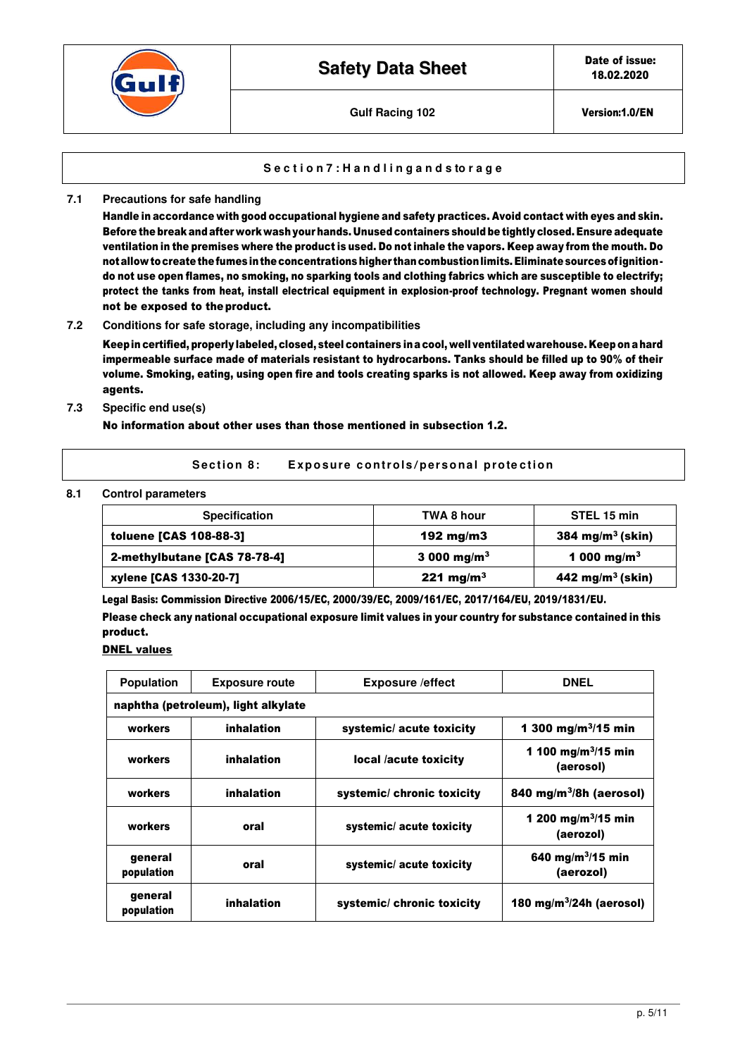## Section 7: Handling and storage

**7.1 Precautions for safe handling**

**Handle in accordance with good occupational hygiene and safety practices. Avoid contact with eyes and skin. Before the break and after work wash your hands. Unused containers should be tightly closed. Ensure adequate ventilation in the premises where the product is used. Do not inhale the vapors. Keep away from the mouth. Do not allow to create the fumes in the concentrations higher than combustion limits. Eliminate sources of ignition- do not use open flames, no smoking, no sparking tools and clothing fabrics which are susceptible to electrify; protect the tanks from heat, install electrical equipment in explosion-proof technology. Pregnant women should not be exposed to the product.**

**7.2 Conditions for safe storage, including any incompatibilities**

**Keep in certified, properly labeled, closed, steel containers in a cool, well ventilated warehouse. Keep on a hard impermeable surface made of materials resistant to hydrocarbons. Tanks should be filled up to 90% of their volume. Smoking, eating, using open fire and tools creating sparks is not allowed. Keep away from oxidizing agents.**

**7.3 Specific end use(s)**

**No information about other uses than those mentioned in subsection 1.2.**

## Section 8: Exposure controls/personal protection

**8.1 Control parameters**

| Specification | TWA 8 hour | STEL 15 min |
|---|---|---|
| **toluene [CAS 108-88-3]** | **192 mg/m3** | **384 mg/m$^3$ (skin)** |
| **2-methylbutane [CAS 78-78-4]** | **3 000 mg/m$^3$** | **1 000 mg/m$^3$** |
| **xylene [CAS 1330-20-7]** | **221 mg/m$^3$** | **442 mg/m$^3$ (skin)** |

**Legal Basis: Commission Directive 2006/15/EC, 2000/39/EC, 2009/161/EC, 2017/164/EU, 2019/1831/EU.**

**Please check any national occupational exposure limit values in your country for substance contained in this product.**

**DNEL values**

| Population | Exposure route | Exposure /effect | DNEL |
|---|---|---|---|
| **naphtha (petroleum), light alkylate** | | | |
| **workers** | **inhalation** | **systemic/ acute toxicity** | **1 300 mg/m$^3$/15 min** |
| **workers** | **inhalation** | **local /acute toxicity** | **1 100 mg/m$^3$/15 min (aerosol)** |
| **workers** | **inhalation** | **systemic/ chronic toxicity** | **840 mg/m$^3$/8h (aerosol)** |
| **workers** | **oral** | **systemic/ acute toxicity** | **1 200 mg/m$^3$/15 min (aerozol)** |
| **general population** | **oral** | **systemic/ acute toxicity** | **640 mg/m$^3$/15 min (aerozol)** |
| **general population** | **inhalation** | **systemic/ chronic toxicity** | **180 mg/m$^3$/24h (aerosol)** |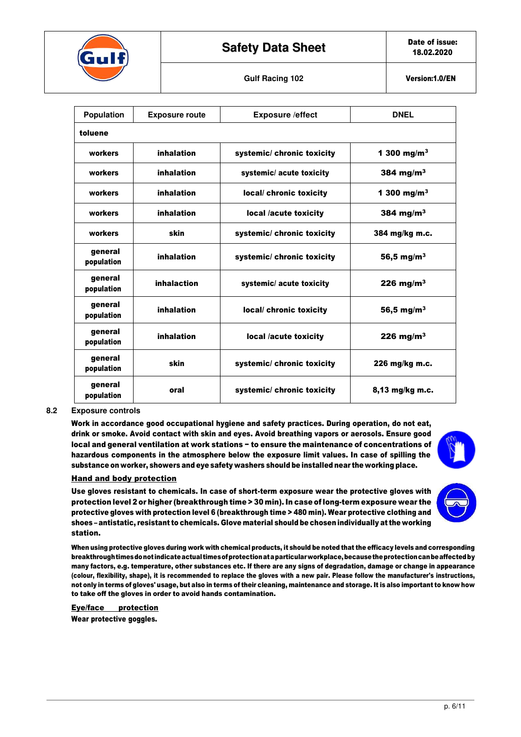| Population | Exposure route | Exposure /effect | DNEL |
|---|---|---|---|
| **toluene** | | | |
| **workers** | **inhalation** | **systemic/ chronic toxicity** | **1 300 mg/m³** |
| **workers** | **inhalation** | **systemic/ acute toxicity** | **384 mg/m³** |
| **workers** | **inhalation** | **local/ chronic toxicity** | **1 300 mg/m³** |
| **workers** | **inhalation** | **local /acute toxicity** | **384 mg/m³** |
| **workers** | **skin** | **systemic/ chronic toxicity** | **384 mg/kg m.c.** |
| **general population** | **inhalation** | **systemic/ chronic toxicity** | **56,5 mg/m³** |
| **general population** | **inhalaction** | **systemic/ acute toxicity** | **226 mg/m³** |
| **general population** | **inhalation** | **local/ chronic toxicity** | **56,5 mg/m³** |
| **general population** | **inhalation** | **local /acute toxicity** | **226 mg/m³** |
| **general population** | **skin** | **systemic/ chronic toxicity** | **226 mg/kg m.c.** |
| **general population** | **oral** | **systemic/ chronic toxicity** | **8,13 mg/kg m.c.** |

### 8.2 Exposure controls

**Work in accordance good occupational hygiene and safety practices. During operation, do not eat, drink or smoke. Avoid contact with skin and eyes. Avoid breathing vapors or aerosols. Ensure good local and general ventilation at work stations – to ensure the maintenance of concentrations of hazardous components in the atmosphere below the exposure limit values. In case of spilling the substance on worker, showers and eye safety washers should be installed near the working place.**

**Hand and body protection**

**Use gloves resistant to chemicals. In case of short-term exposure wear the protective gloves with protection level 2 or higher (breakthrough time > 30 min). In case of long-term exposure wear the protective gloves with protection level 6 (breakthrough time > 480 min). Wear protective clothing and shoes – antistatic, resistant to chemicals. Glove material should be chosen individually at the working station.**

**When using protective gloves during work with chemical products, it should be noted that the efficacy levels and corresponding breakthrough times do not indicate actual times of protection at a particular workplace, because the protection can be affected by many factors, e.g. temperature, other substances etc. If there are any signs of degradation, damage or change in appearance (colour, flexibility, shape), it is recommended to replace the gloves with a new pair. Please follow the manufacturer's instructions, not only in terms of gloves' usage, but also in terms of their cleaning, maintenance and storage. It is also important to know how to take off the gloves in order to avoid hands contamination.**

**Eye/face protection**

**Wear protective goggles.**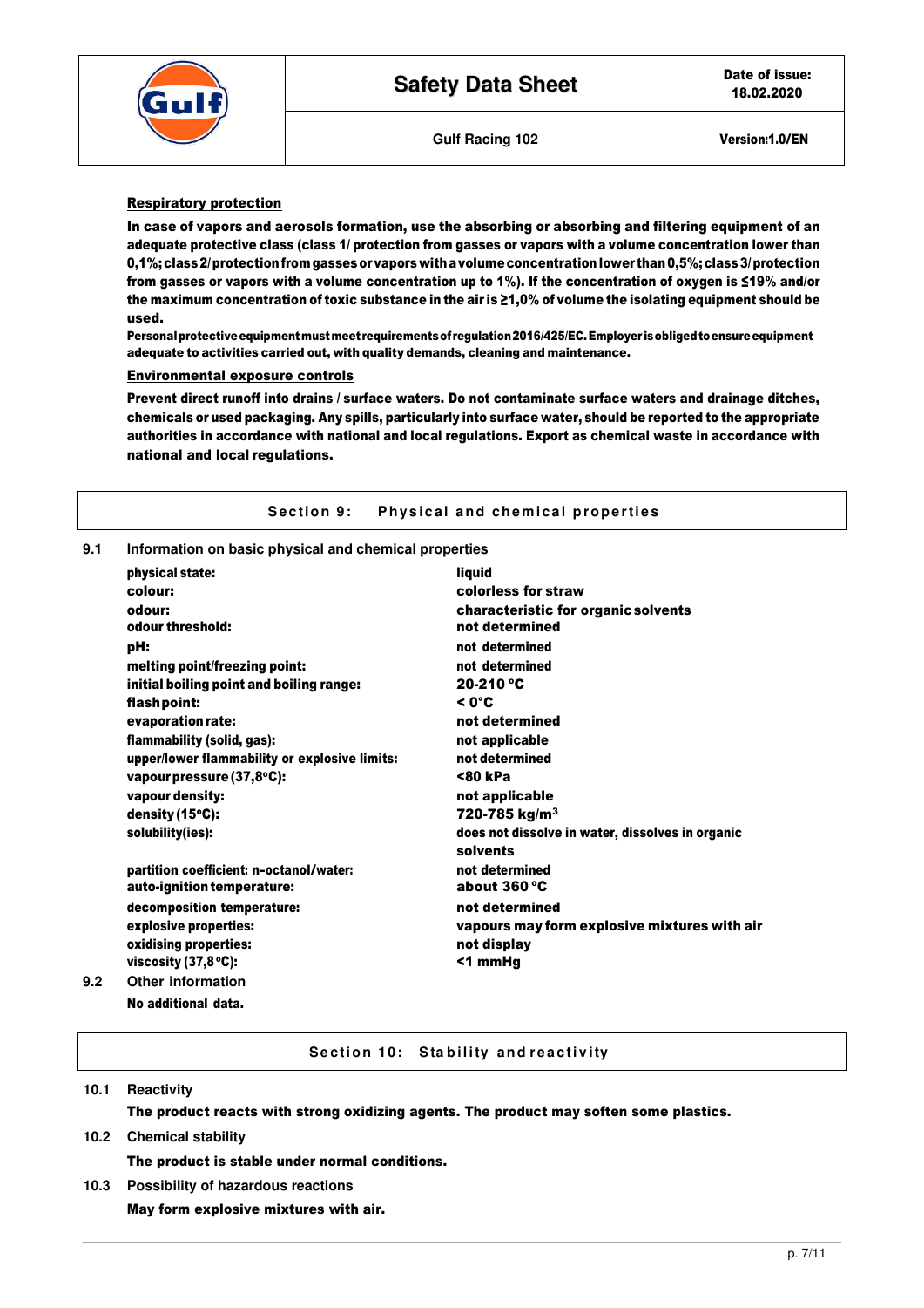**Respiratory protection**

**In case of vapors and aerosols formation, use the absorbing or absorbing and filtering equipment of an adequate protective class (class 1/ protection from gasses or vapors with a volume concentration lower than 0,1%; class 2/ protection from gasses or vapors with a volume concentration lower than 0,5%; class 3/ protection from gasses or vapors with a volume concentration up to 1%). If the concentration of oxygen is ≤19% and/or the maximum concentration of toxic substance in the air is ≥1,0% of volume the isolating equipment should be used.**

**Personal protective equipment must meet requirements of regulation 2016/425/EC. Employer is obliged to ensure equipment adequate to activities carried out, with quality demands, cleaning and maintenance.**

**Environmental exposure controls**

**Prevent direct runoff into drains / surface waters. Do not contaminate surface waters and drainage ditches, chemicals or used packaging. Any spills, particularly into surface water, should be reported to the appropriate authorities in accordance with national and local regulations. Export as chemical waste in accordance with national and local regulations.**

## Section 9: Physical and chemical properties

**9.1** Information on basic physical and chemical properties

| Property | Value |
|---|---|
| physical state: | liquid |
| colour: | colorless for straw |
| odour: | characteristic for organic solvents |
| odour threshold: | not determined |
| pH: | not determined |
| melting point/freezing point: | not determined |
| initial boiling point and boiling range: | 20-210 °C |
| flash point: | < 0°C |
| evaporation rate: | not determined |
| flammability (solid, gas): | not applicable |
| upper/lower flammability or explosive limits: | not determined |
| vapour pressure (37,8°C): | <80 kPa |
| vapour density: | not applicable |
| density (15°C): | 720-785 kg/m³ |
| solubility(ies): | does not dissolve in water, dissolves in organic solvents |
| partition coefficient: n-octanol/water: | not determined |
| auto-ignition temperature: | about 360 °C |
| decomposition temperature: | not determined |
| explosive properties: | vapours may form explosive mixtures with air |
| oxidising properties: | not display |
| viscosity (37,8 °C): | <1 mmHg |

**9.2** Other information

**No additional data.**

## Section 10: Stability and reactivity

**10.1** Reactivity

**The product reacts with strong oxidizing agents. The product may soften some plastics.**

**10.2** Chemical stability

**The product is stable under normal conditions.**

**10.3** Possibility of hazardous reactions

**May form explosive mixtures with air.**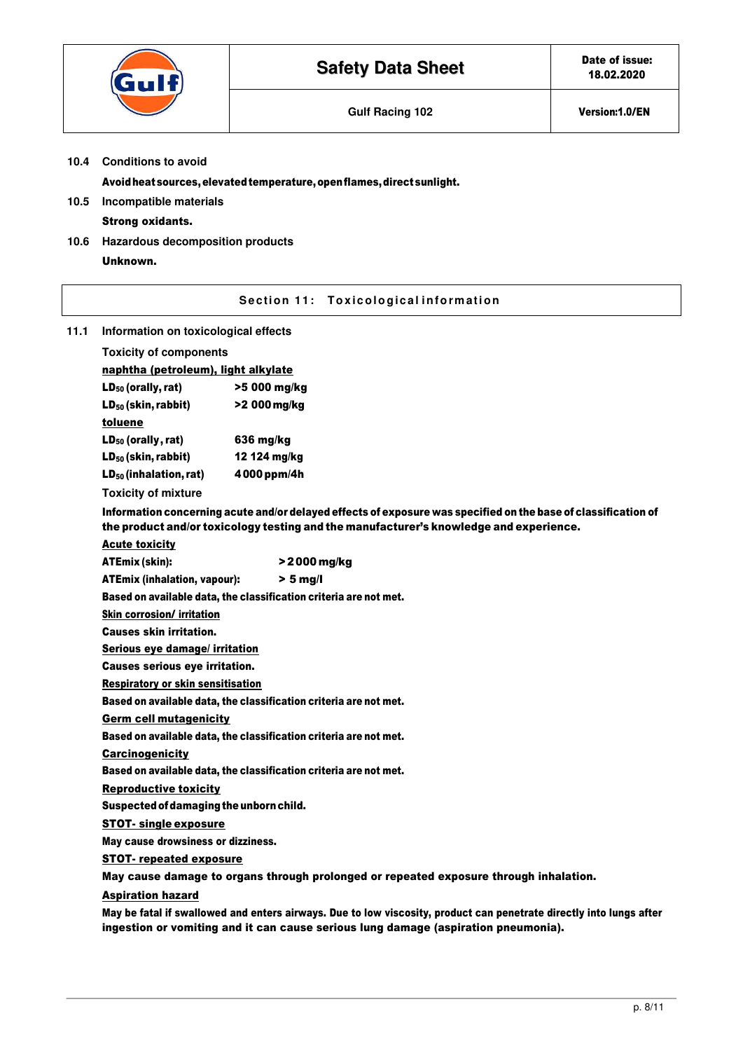**10.4 Conditions to avoid**

**Avoid heat sources, elevated temperature, open flames, direct sunlight.**

**10.5 Incompatible materials**

**Strong oxidants.**

**10.6 Hazardous decomposition products**

**Unknown.**

## Section 11: Toxicological information

**11.1 Information on toxicological effects**

Toxicity of components

**naphtha (petroleum), light alkylate**

| | |
|---|---|
| **$LD_{50}$ (orally, rat)** | **>5 000 mg/kg** |
| **$LD_{50}$ (skin, rabbit)** | **>2 000 mg/kg** |

**toluene**

| | |
|---|---|
| **$LD_{50}$ (orally, rat)** | **636 mg/kg** |
| **$LD_{50}$ (skin, rabbit)** | **12 124 mg/kg** |
| **$LD_{50}$ (inhalation, rat)** | **4 000 ppm/4h** |

Toxicity of mixture

**Information concerning acute and/or delayed effects of exposure was specified on the base of classification of the product and/or toxicology testing and the manufacturer's knowledge and experience.**

**Acute toxicity**

| | |
|---|---|
| **ATEmix (skin):** | **> 2 000 mg/kg** |
| **ATEmix (inhalation, vapour):** | **> 5 mg/l** |

**Based on available data, the classification criteria are not met.**

**Skin corrosion/ irritation**

**Causes skin irritation.**

**Serious eye damage/ irritation**

**Causes serious eye irritation.**

**Respiratory or skin sensitisation**

**Based on available data, the classification criteria are not met.**

**Germ cell mutagenicity**

**Based on available data, the classification criteria are not met.**

**Carcinogenicity**

**Based on available data, the classification criteria are not met.**

**Reproductive toxicity**

**Suspected of damaging the unborn child.**

**STOT- single exposure**

**May cause drowsiness or dizziness.**

**STOT- repeated exposure**

**May cause damage to organs through prolonged or repeated exposure through inhalation.**

**Aspiration hazard**

**May be fatal if swallowed and enters airways. Due to low viscosity, product can penetrate directly into lungs after ingestion or vomiting and it can cause serious lung damage (aspiration pneumonia).**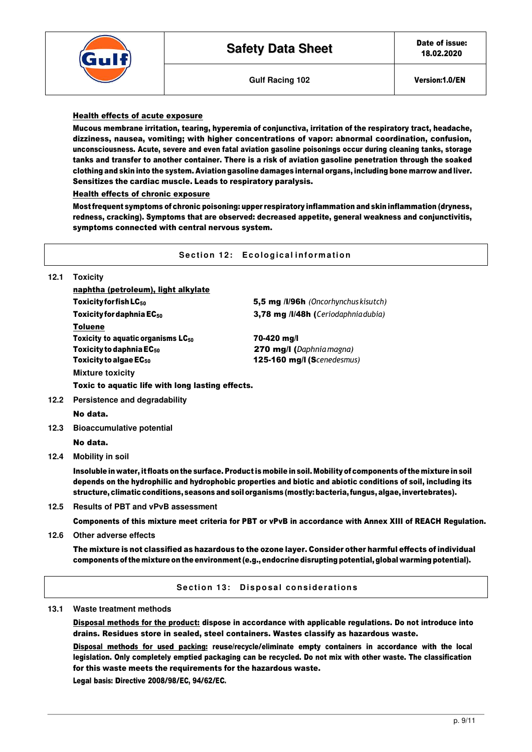**Health effects of acute exposure**

**Mucous membrane irritation, tearing, hyperemia of conjunctiva, irritation of the respiratory tract, headache, dizziness, nausea, vomiting; with higher concentrations of vapor: abnormal coordination, confusion, unconsciousness. Acute, severe and even fatal aviation gasoline poisonings occur during cleaning tanks, storage tanks and transfer to another container. There is a risk of aviation gasoline penetration through the soaked clothing and skin into the system. Aviation gasoline damages internal organs, including bone marrow and liver. Sensitizes the cardiac muscle. Leads to respiratory paralysis.**

**Health effects of chronic exposure**

**Most frequent symptoms of chronic poisoning: upper respiratory inflammation and skin inflammation (dryness, redness, cracking). Symptoms that are observed: decreased appetite, general weakness and conjunctivitis, symptoms connected with central nervous system.**

## Section 12: Ecological information

**12.1 Toxicity**

**naphtha (petroleum), light alkylate**

| | |
|---|---|
| **Toxicity for fish $LC_{50}$** | **5,5 mg /l/96h** *(Oncorhynchus kisutch)* |
| **Toxicity for daphnia $EC_{50}$** | **3,78 mg /l/48h (***Ceriodaphnia dubia)* |

**Toluene**

| | |
|---|---|
| **Toxicity to aquatic organisms $LC_{50}$** | **70-420 mg/l** |
| **Toxicity to daphnia $EC_{50}$** | **270 mg/l (***Daphnia magna)* |
| **Toxicity to algae $EC_{50}$** | **125-160 mg/l (S***cenedesmus)* |

**Mixture toxicity**

**Toxic to aquatic life with long lasting effects.**

**12.2 Persistence and degradability**

**No data.**

**12.3 Bioaccumulative potential**

**No data.**

**12.4 Mobility in soil**

**Insoluble in water, it floats on the surface. Product is mobile in soil. Mobility of components of the mixture in soil depends on the hydrophilic and hydrophobic properties and biotic and abiotic conditions of soil, including its structure, climatic conditions, seasons and soil organisms (mostly: bacteria, fungus, algae, invertebrates).**

**12.5 Results of PBT and vPvB assessment**

**Components of this mixture meet criteria for PBT or vPvB in accordance with Annex XIII of REACH Regulation.**

**12.6 Other adverse effects**

**The mixture is not classified as hazardous to the ozone layer. Consider other harmful effects of individual components of the mixture on the environment (e.g., endocrine disrupting potential, global warming potential).**

## Section 13: Disposal considerations

**13.1 Waste treatment methods**

**Disposal methods for the product: dispose in accordance with applicable regulations. Do not introduce into drains. Residues store in sealed, steel containers. Wastes classify as hazardous waste.**

**Disposal methods for used packing: reuse/recycle/eliminate empty containers in accordance with the local legislation. Only completely emptied packaging can be recycled. Do not mix with other waste. The classification for this waste meets the requirements for the hazardous waste.**

**Legal basis: Directive 2008/98/EC, 94/62/EC.**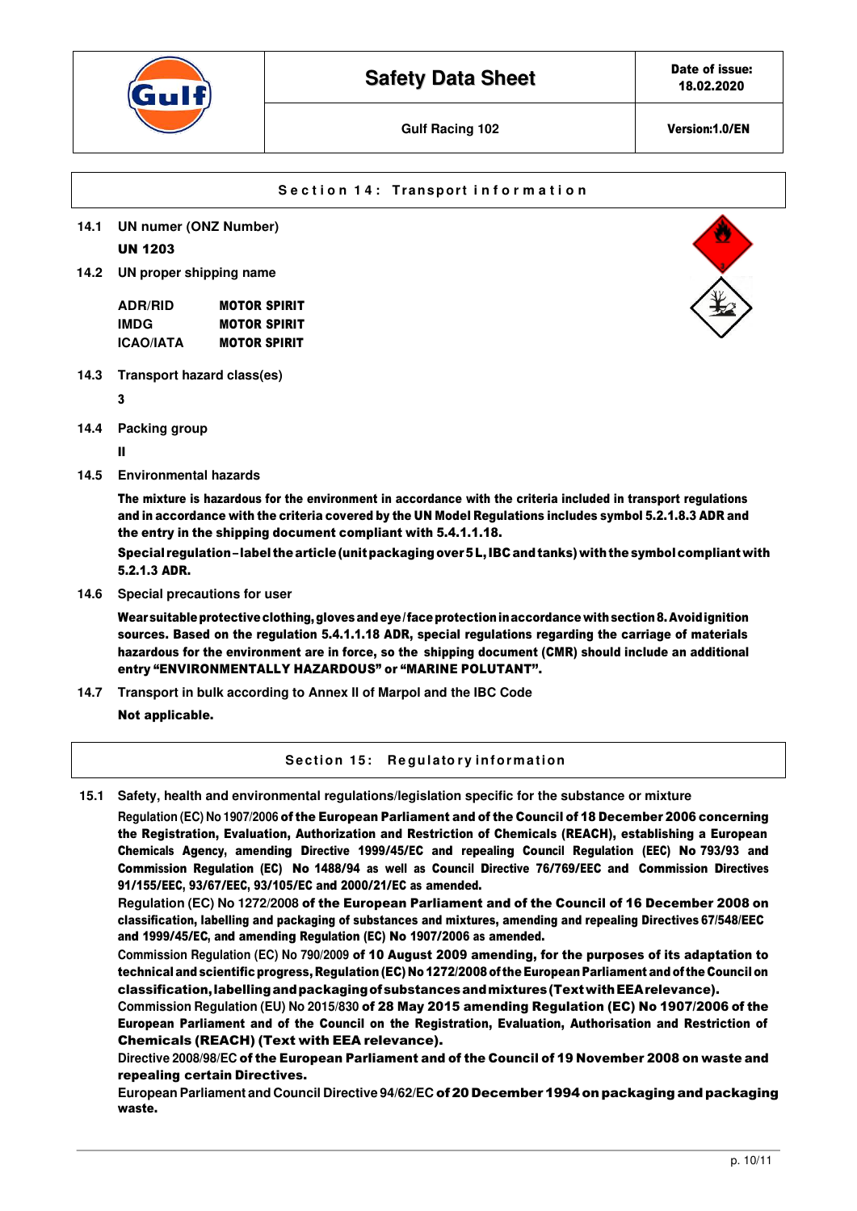## Section 14: Transport information

**14.1 UN numer (ONZ Number)**

**UN 1203**

**14.2 UN proper shipping name**

| | |
|---|---|
| ADR/RID | **MOTOR SPIRIT** |
| IMDG | **MOTOR SPIRIT** |
| ICAO/IATA | **MOTOR SPIRIT** |

**14.3 Transport hazard class(es)**

**3**

**14.4 Packing group**

**II**

**14.5 Environmental hazards**

**The mixture is hazardous for the environment in accordance with the criteria included in transport regulations and in accordance with the criteria covered by the UN Model Regulations includes symbol 5.2.1.8.3 ADR and the entry in the shipping document compliant with 5.4.1.1.18.**

**Special regulation – label the article (unit packaging over 5 L, IBC and tanks) with the symbol compliant with 5.2.1.3 ADR.**

**14.6 Special precautions for user**

**Wear suitable protective clothing, gloves and eye / face protection in accordance with section 8. Avoid ignition sources. Based on the regulation 5.4.1.1.18 ADR, special regulations regarding the carriage of materials hazardous for the environment are in force, so the shipping document (CMR) should include an additional entry "ENVIRONMENTALLY HAZARDOUS" or "MARINE POLUTANT".**

**14.7 Transport in bulk according to Annex II of Marpol and the IBC Code**

**Not applicable.**

## Section 15: Regulatory information

**15.1 Safety, health and environmental regulations/legislation specific for the substance or mixture**

Regulation (EC) No 1907/2006 **of the European Parliament and of the Council of 18 December 2006 concerning the Registration, Evaluation, Authorization and Restriction of Chemicals (REACH), establishing a European Chemicals Agency, amending Directive 1999/45/EC and repealing Council Regulation (EEC) No 793/93 and Commission Regulation (EC) No 1488/94 as well as Council Directive 76/769/EEC and Commission Directives 91/155/EEC, 93/67/EEC, 93/105/EC and 2000/21/EC as amended.**

Regulation (EC) No 1272/2008 **of the European Parliament and of the Council of 16 December 2008 on classification, labelling and packaging of substances and mixtures, amending and repealing Directives 67/548/EEC and 1999/45/EC, and amending Regulation (EC) No 1907/2006 as amended.**

Commission Regulation (EC) No 790/2009 **of 10 August 2009 amending, for the purposes of its adaptation to technical and scientific progress, Regulation (EC) No 1272/2008 of the European Parliament and of the Council on classification, labelling and packaging of substances and mixtures (Text with EEA relevance).**

Commission Regulation (EU) No 2015/830 **of 28 May 2015 amending Regulation (EC) No 1907/2006 of the European Parliament and of the Council on the Registration, Evaluation, Authorisation and Restriction of Chemicals (REACH) (Text with EEA relevance).**

Directive 2008/98/EC **of the European Parliament and of the Council of 19 November 2008 on waste and repealing certain Directives.**

European Parliament and Council Directive 94/62/EC **of 20 December 1994 on packaging and packaging waste.**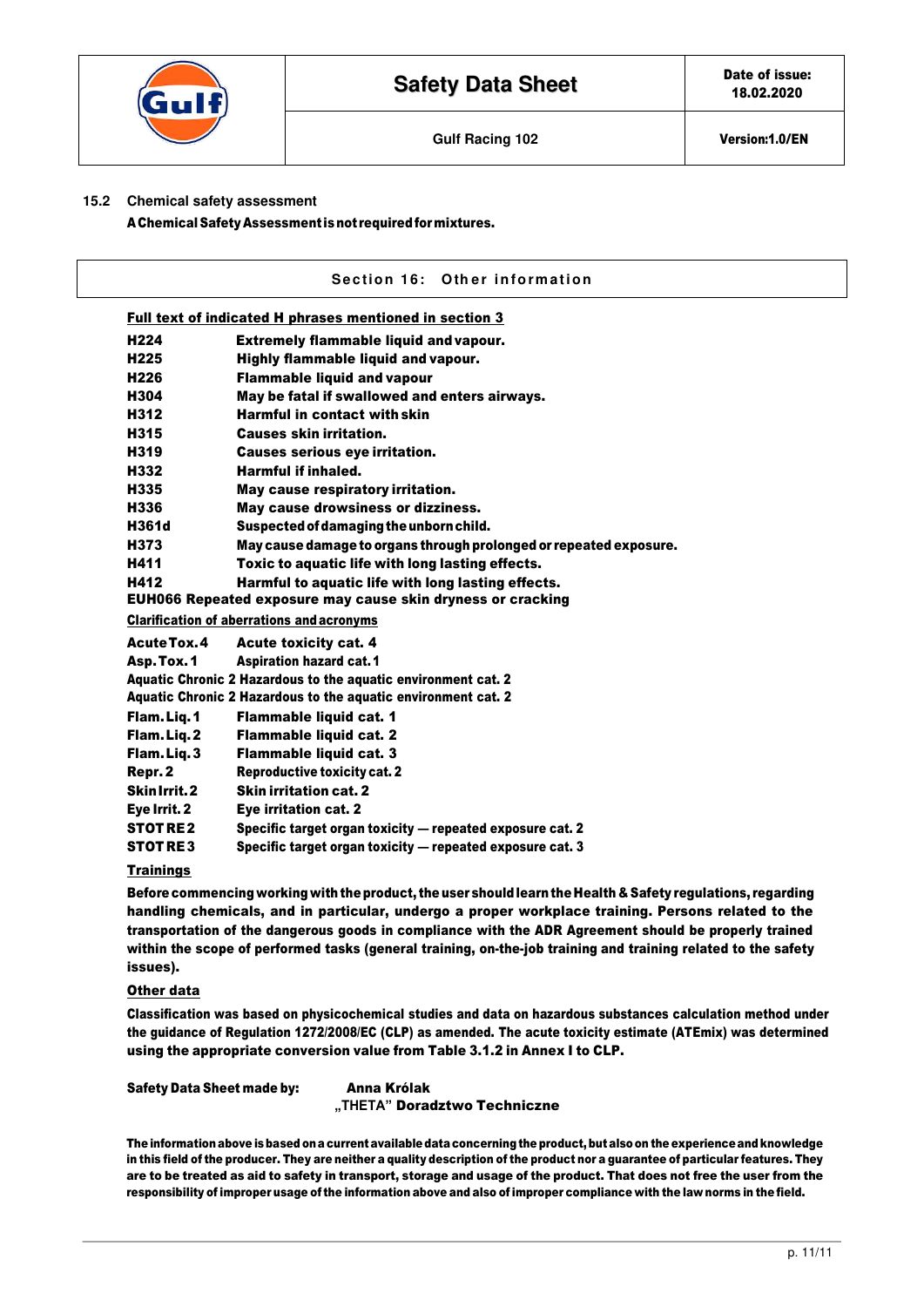### 15.2 Chemical safety assessment

**A Chemical Safety Assessment is not required for mixtures.**

## Section 16: Other information

**Full text of indicated H phrases mentioned in section 3**

| | |
|---|---|
| **H224** | **Extremely flammable liquid and vapour.** |
| **H225** | **Highly flammable liquid and vapour.** |
| **H226** | **Flammable liquid and vapour** |
| **H304** | **May be fatal if swallowed and enters airways.** |
| **H312** | **Harmful in contact with skin** |
| **H315** | **Causes skin irritation.** |
| **H319** | **Causes serious eye irritation.** |
| **H332** | **Harmful if inhaled.** |
| **H335** | **May cause respiratory irritation.** |
| **H336** | **May cause drowsiness or dizziness.** |
| **H361d** | **Suspected of damaging the unborn child.** |
| **H373** | **May cause damage to organs through prolonged or repeated exposure.** |
| **H411** | **Toxic to aquatic life with long lasting effects.** |
| **H412** | **Harmful to aquatic life with long lasting effects.** |

**EUH066 Repeated exposure may cause skin dryness or cracking**

**Clarification of aberrations and acronyms**

| | |
|---|---|
| **Acute Tox. 4** | **Acute toxicity cat. 4** |
| **Asp. Tox. 1** | **Aspiration hazard cat. 1** |

**Aquatic Chronic 2 Hazardous to the aquatic environment cat. 2**
**Aquatic Chronic 2 Hazardous to the aquatic environment cat. 2**

| | |
|---|---|
| **Flam. Liq. 1** | **Flammable liquid cat. 1** |
| **Flam. Liq. 2** | **Flammable liquid cat. 2** |
| **Flam. Liq. 3** | **Flammable liquid cat. 3** |
| **Repr. 2** | **Reproductive toxicity cat. 2** |
| **Skin Irrit. 2** | **Skin irritation cat. 2** |
| **Eye Irrit. 2** | **Eye irritation cat. 2** |
| **STOT RE 2** | **Specific target organ toxicity — repeated exposure cat. 2** |
| **STOT RE 3** | **Specific target organ toxicity — repeated exposure cat. 3** |

**Trainings**

**Before commencing working with the product, the user should learn the Health & Safety regulations, regarding handling chemicals, and in particular, undergo a proper workplace training. Persons related to the transportation of the dangerous goods in compliance with the ADR Agreement should be properly trained within the scope of performed tasks (general training, on-the-job training and training related to the safety issues).**

**Other data**

**Classification was based on physicochemical studies and data on hazardous substances calculation method under the guidance of Regulation 1272/2008/EC (CLP) as amended. The acute toxicity estimate (ATEmix) was determined using the appropriate conversion value from Table 3.1.2 in Annex I to CLP.**

**Safety Data Sheet made by:** **Anna Królak**
„THETA" **Doradztwo Techniczne**

**The information above is based on a current available data concerning the product, but also on the experience and knowledge in this field of the producer. They are neither a quality description of the product nor a guarantee of particular features. They are to be treated as aid to safety in transport, storage and usage of the product. That does not free the user from the responsibility of improper usage of the information above and also of improper compliance with the law norms in the field.**